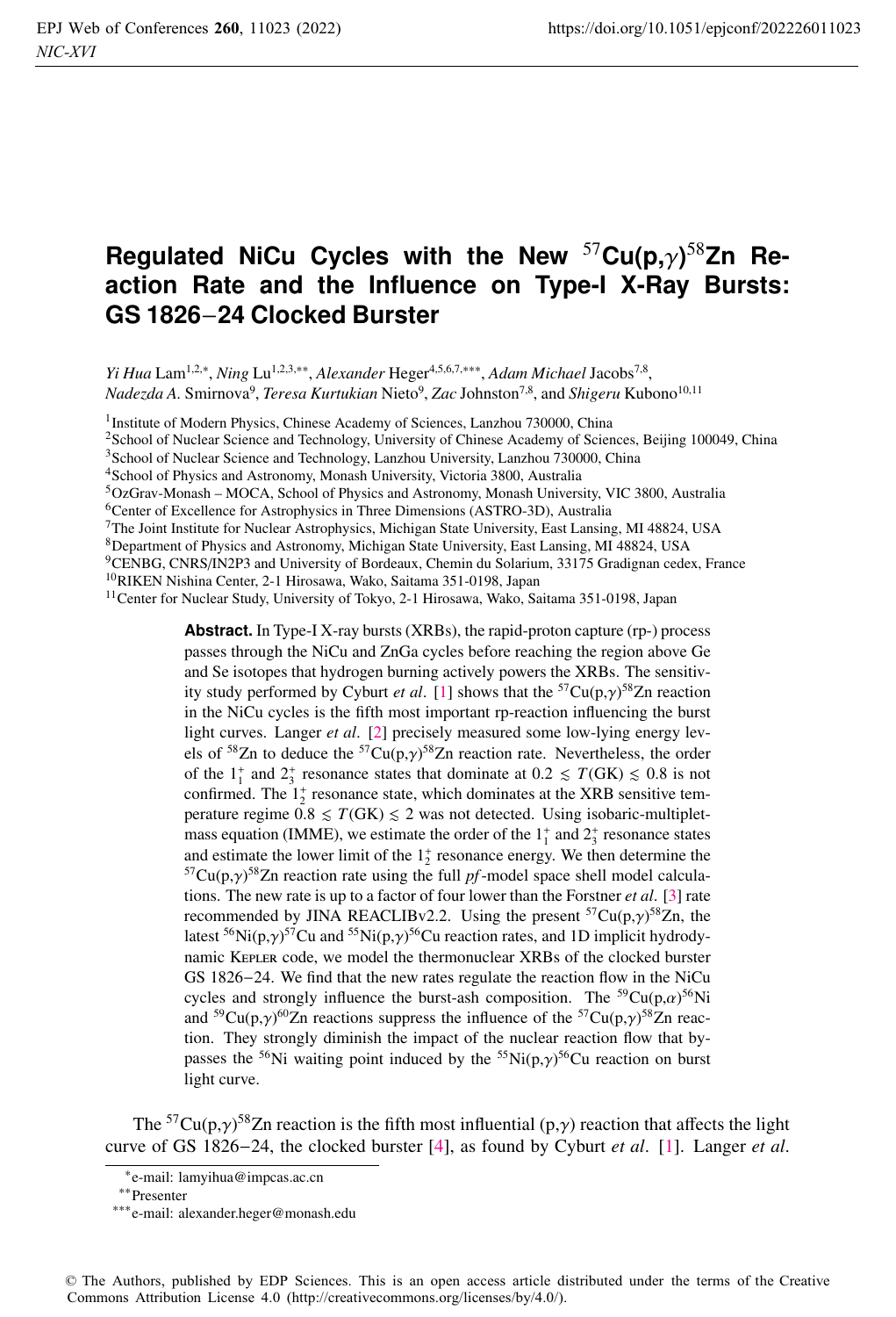# Regulated NiCu Cycles with the New $^{57}$Cu(p,$\gamma$)$^{58}$Zn Reaction Rate and the Influence on Type-I X-Ray Bursts: GS 1826−24 Clocked Burster

*Yi Hua* Lam[1,2,*], *Ning* Lu[1,2,3,**], *Alexander* Heger[4,5,6,7,***], *Adam Michael* Jacobs[7,8], *Nadezda A.* Smirnova[9], *Teresa Kurtukian* Nieto[9], *Zac* Johnston[7,8], and *Shigeru* Kubono[10,11]

[1]Institute of Modern Physics, Chinese Academy of Sciences, Lanzhou 730000, China
[2]School of Nuclear Science and Technology, University of Chinese Academy of Sciences, Beijing 100049, China
[3]School of Nuclear Science and Technology, Lanzhou University, Lanzhou 730000, China
[4]School of Physics and Astronomy, Monash University, Victoria 3800, Australia
[5]OzGrav-Monash – MOCA, School of Physics and Astronomy, Monash University, VIC 3800, Australia
[6]Center of Excellence for Astrophysics in Three Dimensions (ASTRO-3D), Australia
[7]The Joint Institute for Nuclear Astrophysics, Michigan State University, East Lansing, MI 48824, USA
[8]Department of Physics and Astronomy, Michigan State University, East Lansing, MI 48824, USA
[9]CENBG, CNRS/IN2P3 and University of Bordeaux, Chemin du Solarium, 33175 Gradignan cedex, France
[10]RIKEN Nishina Center, 2-1 Hirosawa, Wako, Saitama 351-0198, Japan
[11]Center for Nuclear Study, University of Tokyo, 2-1 Hirosawa, Wako, Saitama 351-0198, Japan

**Abstract.** In Type-I X-ray bursts (XRBs), the rapid-proton capture (rp-) process passes through the NiCu and ZnGa cycles before reaching the region above Ge and Se isotopes that hydrogen burning actively powers the XRBs. The sensitivity study performed by Cyburt *et al*. [1] shows that the $^{57}$Cu(p,$\gamma$)$^{58}$Zn reaction in the NiCu cycles is the fifth most important rp-reaction influencing the burst light curves. Langer *et al*. [2] precisely measured some low-lying energy levels of $^{58}$Zn to deduce the $^{57}$Cu(p,$\gamma$)$^{58}$Zn reaction rate. Nevertheless, the order of the $1^+_1$ and $2^+_3$ resonance states that dominate at $0.2 \lesssim T(\mathrm{GK}) \lesssim 0.8$ is not confirmed. The $1^+_2$ resonance state, which dominates at the XRB sensitive temperature regime $0.8 \lesssim T(\mathrm{GK}) \lesssim 2$ was not detected. Using isobaric-multiplet-mass equation (IMME), we estimate the order of the $1^+_1$ and $2^+_3$ resonance states and estimate the lower limit of the $1^+_2$ resonance energy. We then determine the $^{57}$Cu(p,$\gamma$)$^{58}$Zn reaction rate using the full *pf*-model space shell model calculations. The new rate is up to a factor of four lower than the Forstner *et al*. [3] rate recommended by JINA REACLIBv2.2. Using the present $^{57}$Cu(p,$\gamma$)$^{58}$Zn, the latest $^{56}$Ni(p,$\gamma$)$^{57}$Cu and $^{55}$Ni(p,$\gamma$)$^{56}$Cu reaction rates, and 1D implicit hydrodynamic Kepler code, we model the thermonuclear XRBs of the clocked burster GS 1826−24. We find that the new rates regulate the reaction flow in the NiCu cycles and strongly influence the burst-ash composition. The $^{59}$Cu(p,$\alpha$)$^{56}$Ni and $^{59}$Cu(p,$\gamma$)$^{60}$Zn reactions suppress the influence of the $^{57}$Cu(p,$\gamma$)$^{58}$Zn reaction. They strongly diminish the impact of the nuclear reaction flow that bypasses the $^{56}$Ni waiting point induced by the $^{55}$Ni(p,$\gamma$)$^{56}$Cu reaction on burst light curve.

The $^{57}$Cu(p,$\gamma$)$^{58}$Zn reaction is the fifth most influential (p,$\gamma$) reaction that affects the light curve of GS 1826−24, the clocked burster [4], as found by Cyburt *et al*. [1]. Langer *et al*.

*e-mail: lamyihua@impcas.ac.cn
**Presenter
***e-mail: alexander.heger@monash.edu

© The Authors, published by EDP Sciences. This is an open access article distributed under the terms of the Creative Commons Attribution License 4.0 (http://creativecommons.org/licenses/by/4.0/).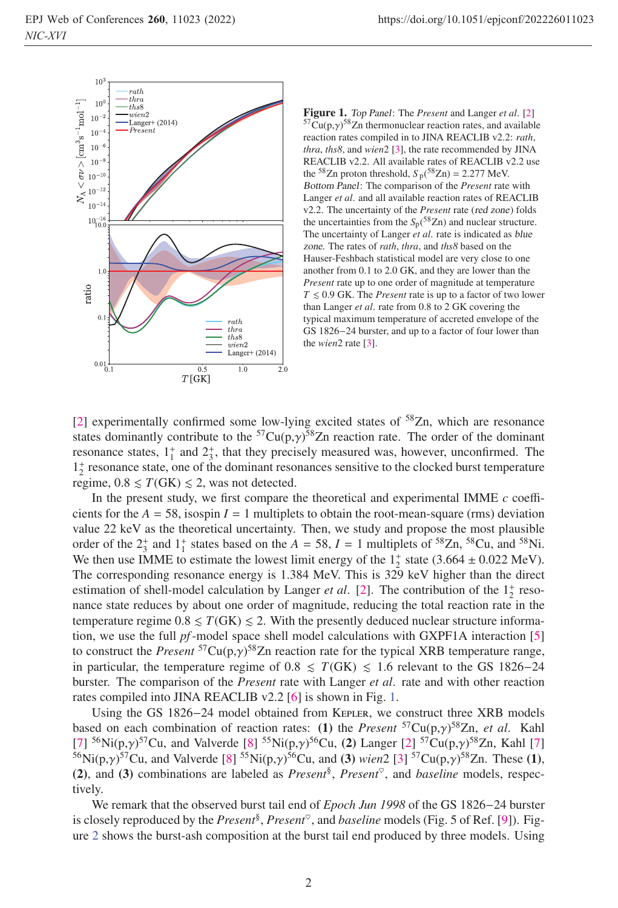**Figure 1.** *Top Panel*: The *Present* and Langer *et al.* [2] $^{57}$Cu(p,$\gamma$)$^{58}$Zn thermonuclear reaction rates, and available reaction rates compiled in to JINA REACLIB v2.2: *rath*, *thra*, *ths8*, and *wien2* [3], the rate recommended by JINA REACLIB v2.2. All available rates of REACLIB v2.2 use the $^{58}$Zn proton threshold, $S_p(^{58}\text{Zn}) = 2.277$ MeV. *Bottom Panel*: The comparison of the *Present* rate with Langer *et al.* and all available reaction rates of REACLIB v2.2. The uncertainty of the *Present* rate (red zone) folds the uncertainties from the $S_p(^{58}\text{Zn})$ and nuclear structure. The uncertainty of Langer *et al.* rate is indicated as blue zone. The rates of *rath*, *thra*, and *ths8* based on the Hauser-Feshbach statistical model are very close to one another from 0.1 to 2.0 GK, and they are lower than the *Present* rate up to one order of magnitude at temperature $T \lesssim 0.9$ GK. The *Present* rate is up to a factor of two lower than Langer *et al.* rate from 0.8 to 2 GK covering the typical maximum temperature of accreted envelope of the GS 1826−24 burster, and up to a factor of four lower than the *wien2* rate [3].

[2] experimentally confirmed some low-lying excited states of $^{58}$Zn, which are resonance states dominantly contribute to the $^{57}$Cu(p,$\gamma$)$^{58}$Zn reaction rate. The order of the dominant resonance states, $1^+_1$ and $2^+_3$, that they precisely measured was, however, unconfirmed. The $1^+_2$ resonance state, one of the dominant resonances sensitive to the clocked burst temperature regime, $0.8 \lesssim T(\text{GK}) \lesssim 2$, was not detected.

In the present study, we first compare the theoretical and experimental IMME $c$ coefficients for the $A = 58$, isospin $I = 1$ multiplets to obtain the root-mean-square (rms) deviation value 22 keV as the theoretical uncertainty. Then, we study and propose the most plausible order of the $2^+_3$ and $1^+_1$ states based on the $A = 58$, $I = 1$ multiplets of $^{58}$Zn, $^{58}$Cu, and $^{58}$Ni. We then use IMME to estimate the lowest limit energy of the $1^+_2$ state ($3.664 \pm 0.022$ MeV). The corresponding resonance energy is 1.384 MeV. This is 329 keV higher than the direct estimation of shell-model calculation by Langer *et al.* [2]. The contribution of the $1^+_2$ resonance state reduces by about one order of magnitude, reducing the total reaction rate in the temperature regime $0.8 \lesssim T(\text{GK}) \lesssim 2$. With the presently deduced nuclear structure information, we use the full *pf*-model space shell model calculations with GXPF1A interaction [5] to construct the *Present* $^{57}$Cu(p,$\gamma$)$^{58}$Zn reaction rate for the typical XRB temperature range, in particular, the temperature regime of $0.8 \lesssim T(\text{GK}) \lesssim 1.6$ relevant to the GS 1826−24 burster. The comparison of the *Present* rate with Langer *et al.* rate and with other reaction rates compiled into JINA REACLIB v2.2 [6] is shown in Fig. 1.

Using the GS 1826−24 model obtained from Kepler, we construct three XRB models based on each combination of reaction rates: **(1)** the *Present* $^{57}$Cu(p,$\gamma$)$^{58}$Zn, *et al.* Kahl [7] $^{56}$Ni(p,$\gamma$)$^{57}$Cu, and Valverde [8] $^{55}$Ni(p,$\gamma$)$^{56}$Cu, **(2)** Langer [2] $^{57}$Cu(p,$\gamma$)$^{58}$Zn, Kahl [7] $^{56}$Ni(p,$\gamma$)$^{57}$Cu, and Valverde [8] $^{55}$Ni(p,$\gamma$)$^{56}$Cu, and **(3)** *wien2* [3] $^{57}$Cu(p,$\gamma$)$^{58}$Zn. These **(1)**, **(2)**, and **(3)** combinations are labeled as *Present*$^{\S}$, *Present*$^{\heartsuit}$, and *baseline* models, respectively.

We remark that the observed burst tail end of *Epoch Jun 1998* of the GS 1826−24 burster is closely reproduced by the *Present*$^{\S}$, *Present*$^{\heartsuit}$, and *baseline* models (Fig. 5 of Ref. [9]). Figure 2 shows the burst-ash composition at the burst tail end produced by three models. Using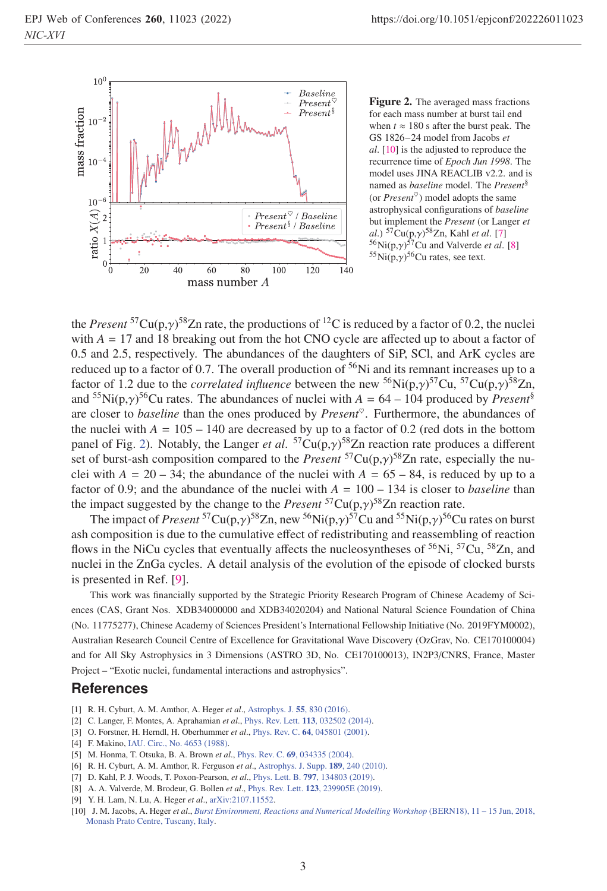mass fraction

$10^{0}$

$10^{-2}$

$10^{-4}$

$10^{-6}$

*Baseline*
*Present*$^{\heartsuit}$
*Present*$^{\S}$

ratio $X(A)$

2

1

0

*Present*$^{\heartsuit}$ / *Baseline*
*Present*$^{\S}$ / *Baseline*

0 20 40 60 80 100 120 140

mass number $A$

**Figure 2.** The averaged mass fractions for each mass number at burst tail end when $t \approx 180$ s after the burst peak. The GS 1826−24 model from Jacobs *et al.* [10] is the adjusted to reproduce the recurrence time of *Epoch Jun 1998*. The model uses JINA REACLIB v2.2. and is named as *baseline* model. The *Present*$^{\S}$ (or *Present*$^{\heartsuit}$) model adopts the same astrophysical configurations of *baseline* but implement the *Present* (or Langer *et al.*) $^{57}$Cu(p,$\gamma$)$^{58}$Zn, Kahl *et al.* [7] $^{56}$Ni(p,$\gamma$)$^{57}$Cu and Valverde *et al.* [8] $^{55}$Ni(p,$\gamma$)$^{56}$Cu rates, see text.

the *Present* $^{57}$Cu(p,$\gamma$)$^{58}$Zn rate, the productions of $^{12}$C is reduced by a factor of 0.2, the nuclei with $A$ = 17 and 18 breaking out from the hot CNO cycle are affected up to about a factor of 0.5 and 2.5, respectively. The abundances of the daughters of SiP, SCl, and ArK cycles are reduced up to a factor of 0.7. The overall production of $^{56}$Ni and its remnant increases up to a factor of 1.2 due to the *correlated influence* between the new $^{56}$Ni(p,$\gamma$)$^{57}$Cu, $^{57}$Cu(p,$\gamma$)$^{58}$Zn, and $^{55}$Ni(p,$\gamma$)$^{56}$Cu rates. The abundances of nuclei with $A$ = 64 – 104 produced by *Present*$^{\S}$ are closer to *baseline* than the ones produced by *Present*$^{\heartsuit}$. Furthermore, the abundances of the nuclei with $A$ = 105 – 140 are decreased by up to a factor of 0.2 (red dots in the bottom panel of Fig. 2). Notably, the Langer *et al.* $^{57}$Cu(p,$\gamma$)$^{58}$Zn reaction rate produces a different set of burst-ash composition compared to the *Present* $^{57}$Cu(p,$\gamma$)$^{58}$Zn rate, especially the nuclei with $A$ = 20 – 34; the abundance of the nuclei with $A$ = 65 – 84, is reduced by up to a factor of 0.9; and the abundance of the nuclei with $A$ = 100 – 134 is closer to *baseline* than the impact suggested by the change to the *Present* $^{57}$Cu(p,$\gamma$)$^{58}$Zn reaction rate.

The impact of *Present* $^{57}$Cu(p,$\gamma$)$^{58}$Zn, new $^{56}$Ni(p,$\gamma$)$^{57}$Cu and $^{55}$Ni(p,$\gamma$)$^{56}$Cu rates on burst ash composition is due to the cumulative effect of redistributing and reassembling of reaction flows in the NiCu cycles that eventually affects the nucleosyntheses of $^{56}$Ni, $^{57}$Cu, $^{58}$Zn, and nuclei in the ZnGa cycles. A detail analysis of the evolution of the episode of clocked bursts is presented in Ref. [9].

This work was financially supported by the Strategic Priority Research Program of Chinese Academy of Sciences (CAS, Grant Nos. XDB34000000 and XDB34020204) and National Natural Science Foundation of China (No. 11775277), Chinese Academy of Sciences President's International Fellowship Initiative (No. 2019FYM0002), Australian Research Council Centre of Excellence for Gravitational Wave Discovery (OzGrav, No. CE170100004) and for All Sky Astrophysics in 3 Dimensions (ASTRO 3D, No. CE170100013), IN2P3/CNRS, France, Master Project – "Exotic nuclei, fundamental interactions and astrophysics".

## References

[1] R. H. Cyburt, A. M. Amthor, A. Heger *et al*., Astrophys. J. **55**, 830 (2016).
[2] C. Langer, F. Montes, A. Aprahamian *et al*., Phys. Rev. Lett. **113**, 032502 (2014).
[3] O. Forstner, H. Herndl, H. Oberhummer *et al*., Phys. Rev. C. **64**, 045801 (2001).
[4] F. Makino, IAU. Circ., No. 4653 (1988).
[5] M. Honma, T. Otsuka, B. A. Brown *et al*., Phys. Rev. C. **69**, 034335 (2004).
[6] R. H. Cyburt, A. M. Amthor, R. Ferguson *et al*., Astrophys. J. Supp. **189**, 240 (2010).
[7] D. Kahl, P. J. Woods, T. Poxon-Pearson, *et al*., Phys. Lett. B. **797**, 134803 (2019).
[8] A. A. Valverde, M. Brodeur, G. Bollen *et al*., Phys. Rev. Lett. **123**, 239905E (2019).
[9] Y. H. Lam, N. Lu, A. Heger *et al*., arXiv:2107.11552.
[10] J. M. Jacobs, A. Heger *et al*., *Burst Environment, Reactions and Numerical Modelling Workshop* (BERN18), 11 – 15 Jun, 2018, Monash Prato Centre, Tuscany, Italy.